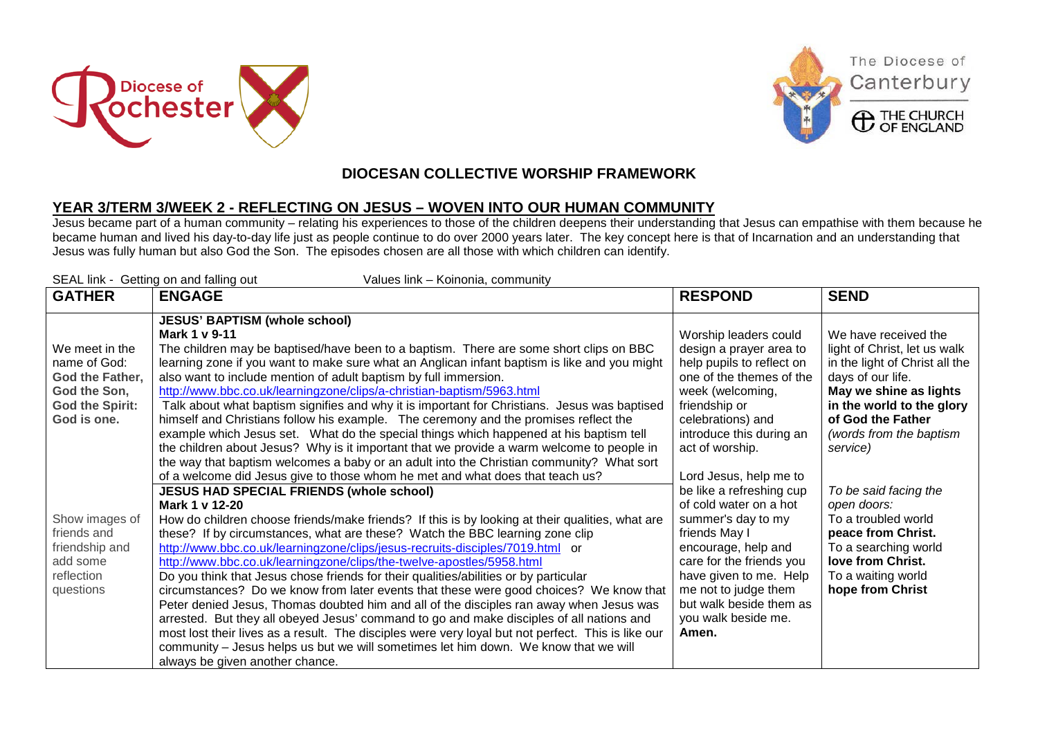Diocese of Rochester

The Diocese of Canterbury

THE CHURCH OF ENGLAND

## DIOCESAN COLLECTIVE WORSHIP FRAMEWORK

## YEAR 3/TERM 3/WEEK 2 - REFLECTING ON JESUS – WOVEN INTO OUR HUMAN COMMUNITY

Jesus became part of a human community – relating his experiences to those of the children deepens their understanding that Jesus can empathise with them because he became human and lived his day-to-day life just as people continue to do over 2000 years later. The key concept here is that of Incarnation and an understanding that Jesus was fully human but also God the Son. The episodes chosen are all those with which children can identify.

SEAL link - Getting on and falling out Values link – Koinonia, community

| GATHER | ENGAGE | RESPOND | SEND |
|---|---|---|---|
| We meet in the name of God: **God the Father, God the Son, God the Spirit: God is one.** | **JESUS' BAPTISM (whole school)**<br>**Mark 1 v 9-11**<br>The children may be baptised/have been to a baptism. There are some short clips on BBC learning zone if you want to make sure what an Anglican infant baptism is like and you might also want to include mention of adult baptism by full immersion.<br>http://www.bbc.co.uk/learningzone/clips/a-christian-baptism/5963.html<br>Talk about what baptism signifies and why it is important for Christians. Jesus was baptised himself and Christians follow his example. The ceremony and the promises reflect the example which Jesus set. What do the special things which happened at his baptism tell the children about Jesus? Why is it important that we provide a warm welcome to people in the way that baptism welcomes a baby or an adult into the Christian community? What sort of a welcome did Jesus give to those whom he met and what does that teach us? | Worship leaders could design a prayer area to help pupils to reflect on one of the themes of the week (welcoming, friendship or celebrations) and introduce this during an act of worship. | We have received the light of Christ, let us walk in the light of Christ all the days of our life.<br>**May we shine as lights in the world to the glory of God the Father**<br>*(words from the baptism service)* |
| Show images of friends and friendship and add some reflection questions | **JESUS HAD SPECIAL FRIENDS (whole school)**<br>**Mark 1 v 12-20**<br>How do children choose friends/make friends? If this is by looking at their qualities, what are these? If by circumstances, what are these? Watch the BBC learning zone clip<br>http://www.bbc.co.uk/learningzone/clips/jesus-recruits-disciples/7019.html or<br>http://www.bbc.co.uk/learningzone/clips/the-twelve-apostles/5958.html<br>Do you think that Jesus chose friends for their qualities/abilities or by particular circumstances? Do we know from later events that these were good choices? We know that Peter denied Jesus, Thomas doubted him and all of the disciples ran away when Jesus was arrested. But they all obeyed Jesus' command to go and make disciples of all nations and most lost their lives as a result. The disciples were very loyal but not perfect. This is like our community – Jesus helps us but we will sometimes let him down. We know that we will always be given another chance. | Lord Jesus, help me to be like a refreshing cup of cold water on a hot summer's day to my friends May I encourage, help and care for the friends you have given to me. Help me not to judge them but walk beside them as you walk beside me.<br>**Amen.** | *To be said facing the open doors:*<br>To a troubled world<br>**peace from Christ.**<br>To a searching world<br>**love from Christ.**<br>To a waiting world<br>**hope from Christ** |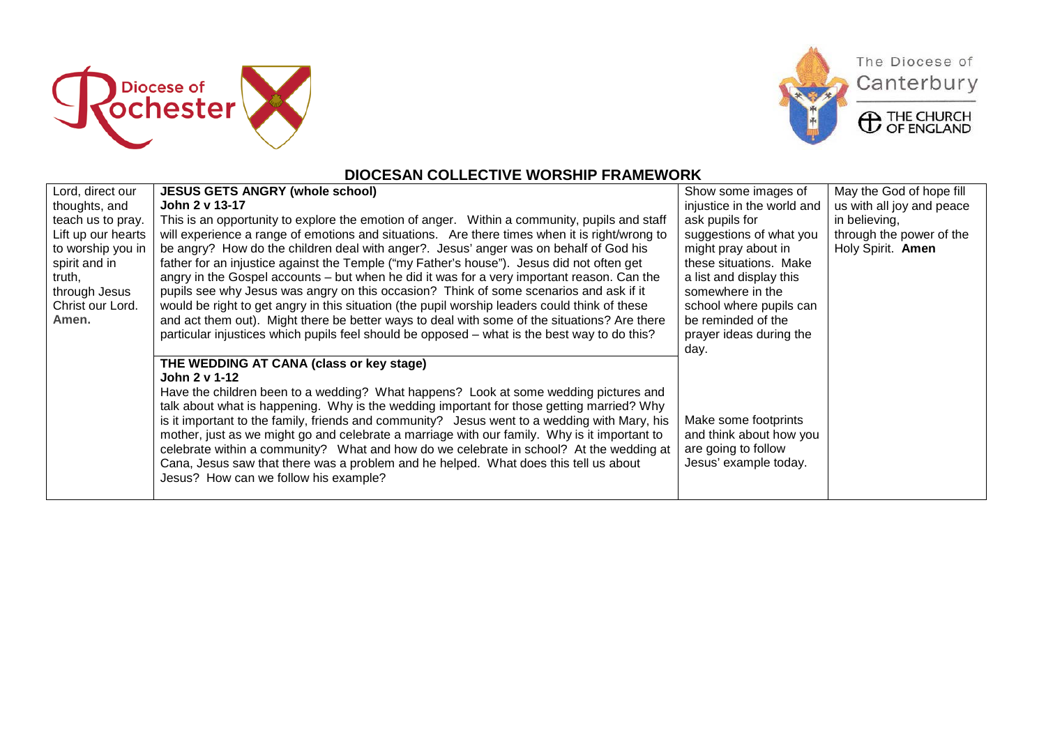Diocese of Rochester

The Diocese of Canterbury

THE CHURCH OF ENGLAND

## DIOCESAN COLLECTIVE WORSHIP FRAMEWORK

| | | | |
|---|---|---|---|
| Lord, direct our thoughts, and teach us to pray. Lift up our hearts to worship you in spirit and in truth, through Jesus Christ our Lord. **Amen.** | **JESUS GETS ANGRY (whole school)**<br>**John 2 v 13-17**<br>This is an opportunity to explore the emotion of anger. Within a community, pupils and staff will experience a range of emotions and situations. Are there times when it is right/wrong to be angry? How do the children deal with anger?. Jesus' anger was on behalf of God his father for an injustice against the Temple ("my Father's house"). Jesus did not often get angry in the Gospel accounts – but when he did it was for a very important reason. Can the pupils see why Jesus was angry on this occasion? Think of some scenarios and ask if it would be right to get angry in this situation (the pupil worship leaders could think of these and act them out). Might there be better ways to deal with some of the situations? Are there particular injustices which pupils feel should be opposed – what is the best way to do this? | Show some images of injustice in the world and ask pupils for suggestions of what you might pray about in these situations. Make a list and display this somewhere in the school where pupils can be reminded of the prayer ideas during the day. | May the God of hope fill us with all joy and peace in believing, through the power of the Holy Spirit. **Amen** |
| | **THE WEDDING AT CANA (class or key stage)**<br>**John 2 v 1-12**<br>Have the children been to a wedding? What happens? Look at some wedding pictures and talk about what is happening. Why is the wedding important for those getting married? Why is it important to the family, friends and community? Jesus went to a wedding with Mary, his mother, just as we might go and celebrate a marriage with our family. Why is it important to celebrate within a community? What and how do we celebrate in school? At the wedding at Cana, Jesus saw that there was a problem and he helped. What does this tell us about Jesus? How can we follow his example? | Make some footprints and think about how you are going to follow Jesus' example today. | |